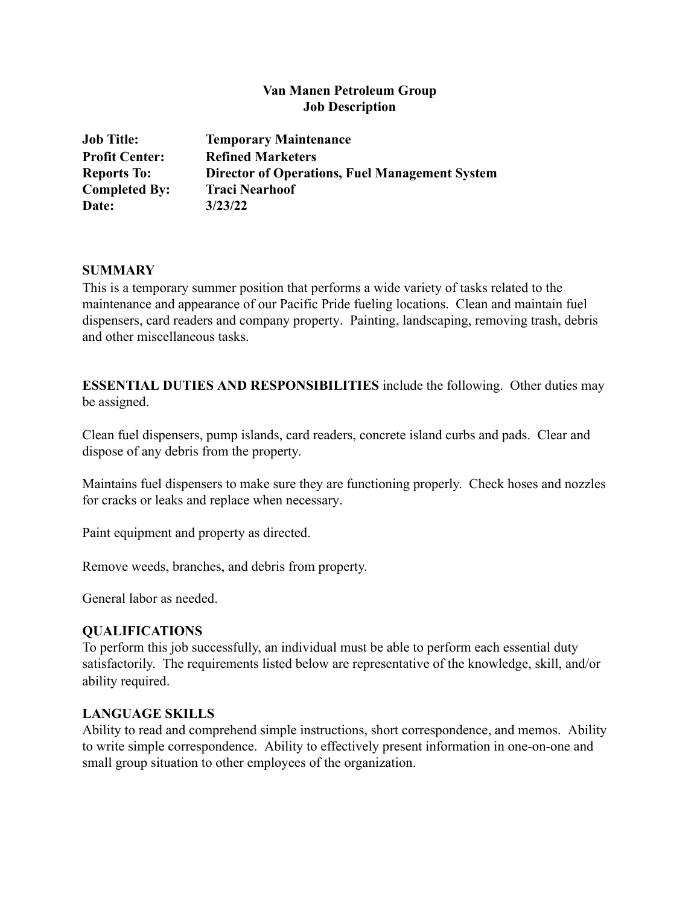**Van Manen Petroleum Group**
**Job Description**

| | |
|---|---|
| **Job Title:** | **Temporary Maintenance** |
| **Profit Center:** | **Refined Marketers** |
| **Reports To:** | **Director of Operations, Fuel Management System** |
| **Completed By:** | **Traci Nearhoof** |
| **Date:** | **3/23/22** |

## SUMMARY

This is a temporary summer position that performs a wide variety of tasks related to the maintenance and appearance of our Pacific Pride fueling locations. Clean and maintain fuel dispensers, card readers and company property. Painting, landscaping, removing trash, debris and other miscellaneous tasks.

**ESSENTIAL DUTIES AND RESPONSIBILITIES** include the following. Other duties may be assigned.

Clean fuel dispensers, pump islands, card readers, concrete island curbs and pads. Clear and dispose of any debris from the property.

Maintains fuel dispensers to make sure they are functioning properly. Check hoses and nozzles for cracks or leaks and replace when necessary.

Paint equipment and property as directed.

Remove weeds, branches, and debris from property.

General labor as needed.

## QUALIFICATIONS

To perform this job successfully, an individual must be able to perform each essential duty satisfactorily. The requirements listed below are representative of the knowledge, skill, and/or ability required.

## LANGUAGE SKILLS

Ability to read and comprehend simple instructions, short correspondence, and memos. Ability to write simple correspondence. Ability to effectively present information in one-on-one and small group situation to other employees of the organization.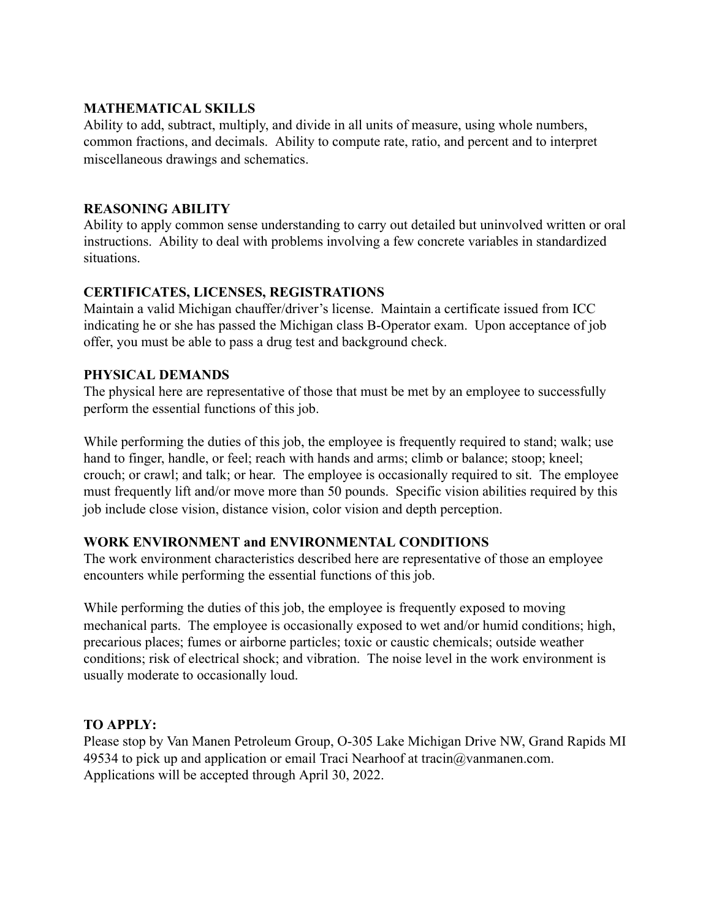**MATHEMATICAL SKILLS**

Ability to add, subtract, multiply, and divide in all units of measure, using whole numbers, common fractions, and decimals. Ability to compute rate, ratio, and percent and to interpret miscellaneous drawings and schematics.

**REASONING ABILITY**

Ability to apply common sense understanding to carry out detailed but uninvolved written or oral instructions. Ability to deal with problems involving a few concrete variables in standardized situations.

**CERTIFICATES, LICENSES, REGISTRATIONS**

Maintain a valid Michigan chauffer/driver's license. Maintain a certificate issued from ICC indicating he or she has passed the Michigan class B-Operator exam. Upon acceptance of job offer, you must be able to pass a drug test and background check.

**PHYSICAL DEMANDS**

The physical here are representative of those that must be met by an employee to successfully perform the essential functions of this job.

While performing the duties of this job, the employee is frequently required to stand; walk; use hand to finger, handle, or feel; reach with hands and arms; climb or balance; stoop; kneel; crouch; or crawl; and talk; or hear. The employee is occasionally required to sit. The employee must frequently lift and/or move more than 50 pounds. Specific vision abilities required by this job include close vision, distance vision, color vision and depth perception.

**WORK ENVIRONMENT and ENVIRONMENTAL CONDITIONS**

The work environment characteristics described here are representative of those an employee encounters while performing the essential functions of this job.

While performing the duties of this job, the employee is frequently exposed to moving mechanical parts. The employee is occasionally exposed to wet and/or humid conditions; high, precarious places; fumes or airborne particles; toxic or caustic chemicals; outside weather conditions; risk of electrical shock; and vibration. The noise level in the work environment is usually moderate to occasionally loud.

**TO APPLY:**

Please stop by Van Manen Petroleum Group, O-305 Lake Michigan Drive NW, Grand Rapids MI 49534 to pick up and application or email Traci Nearhoof at tracin@vanmanen.com. Applications will be accepted through April 30, 2022.